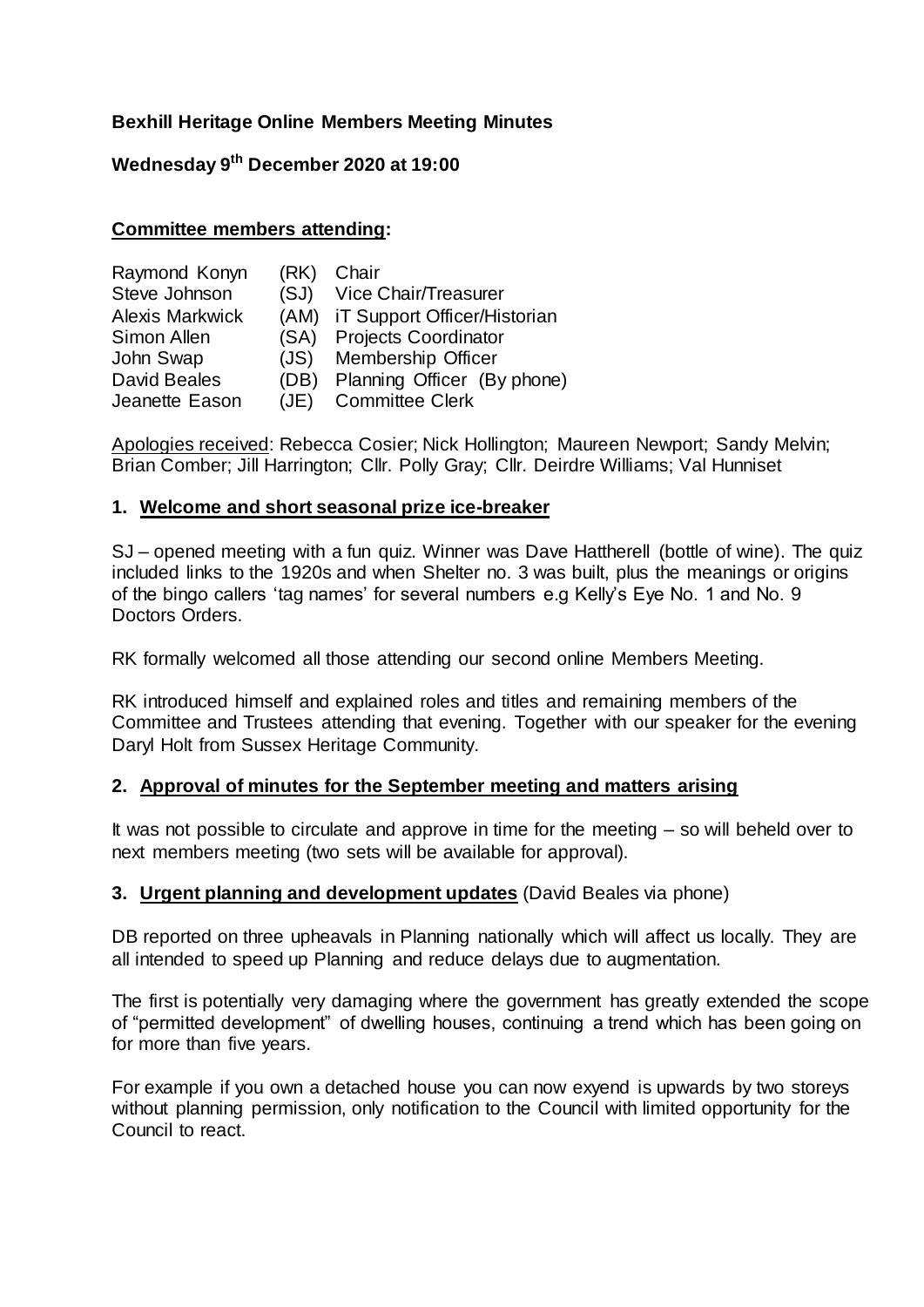**Bexhill Heritage Online Members Meeting Minutes**

**Wednesday 9th December 2020 at 19:00**

**Committee members attending:**

| | | |
|---|---|---|
| Raymond Konyn | (RK) | Chair |
| Steve Johnson | (SJ) | Vice Chair/Treasurer |
| Alexis Markwick | (AM) | iT Support Officer/Historian |
| Simon Allen | (SA) | Projects Coordinator |
| John Swap | (JS) | Membership Officer |
| David Beales | (DB) | Planning Officer (By phone) |
| Jeanette Eason | (JE) | Committee Clerk |

Apologies received: Rebecca Cosier; Nick Hollington; Maureen Newport; Sandy Melvin; Brian Comber; Jill Harrington; Cllr. Polly Gray; Cllr. Deirdre Williams; Val Hunniset

**1. Welcome and short seasonal prize ice-breaker**

SJ – opened meeting with a fun quiz. Winner was Dave Hattherell (bottle of wine). The quiz included links to the 1920s and when Shelter no. 3 was built, plus the meanings or origins of the bingo callers 'tag names' for several numbers e.g Kelly's Eye No. 1 and No. 9 Doctors Orders.

RK formally welcomed all those attending our second online Members Meeting.

RK introduced himself and explained roles and titles and remaining members of the Committee and Trustees attending that evening. Together with our speaker for the evening Daryl Holt from Sussex Heritage Community.

**2. Approval of minutes for the September meeting and matters arising**

It was not possible to circulate and approve in time for the meeting – so will beheld over to next members meeting (two sets will be available for approval).

**3. Urgent planning and development updates** (David Beales via phone)

DB reported on three upheavals in Planning nationally which will affect us locally. They are all intended to speed up Planning and reduce delays due to augmentation.

The first is potentially very damaging where the government has greatly extended the scope of "permitted development" of dwelling houses, continuing a trend which has been going on for more than five years.

For example if you own a detached house you can now exyend is upwards by two storeys without planning permission, only notification to the Council with limited opportunity for the Council to react.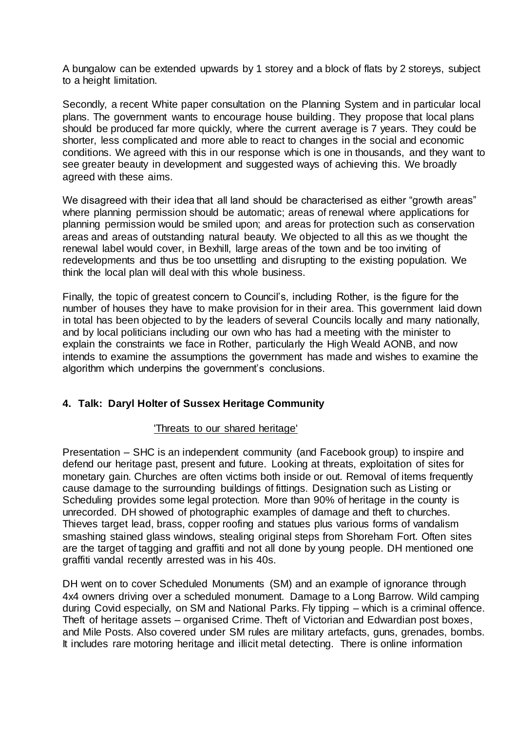A bungalow can be extended upwards by 1 storey and a block of flats by 2 storeys, subject to a height limitation.

Secondly, a recent White paper consultation on the Planning System and in particular local plans. The government wants to encourage house building. They propose that local plans should be produced far more quickly, where the current average is 7 years. They could be shorter, less complicated and more able to react to changes in the social and economic conditions. We agreed with this in our response which is one in thousands, and they want to see greater beauty in development and suggested ways of achieving this. We broadly agreed with these aims.

We disagreed with their idea that all land should be characterised as either "growth areas" where planning permission should be automatic; areas of renewal where applications for planning permission would be smiled upon; and areas for protection such as conservation areas and areas of outstanding natural beauty. We objected to all this as we thought the renewal label would cover, in Bexhill, large areas of the town and be too inviting of redevelopments and thus be too unsettling and disrupting to the existing population. We think the local plan will deal with this whole business.

Finally, the topic of greatest concern to Council's, including Rother, is the figure for the number of houses they have to make provision for in their area. This government laid down in total has been objected to by the leaders of several Councils locally and many nationally, and by local politicians including our own who has had a meeting with the minister to explain the constraints we face in Rother, particularly the High Weald AONB, and now intends to examine the assumptions the government has made and wishes to examine the algorithm which underpins the government's conclusions.

## 4. Talk: Daryl Holter of Sussex Heritage Community

'Threats to our shared heritage'

Presentation – SHC is an independent community (and Facebook group) to inspire and defend our heritage past, present and future. Looking at threats, exploitation of sites for monetary gain. Churches are often victims both inside or out. Removal of items frequently cause damage to the surrounding buildings of fittings. Designation such as Listing or Scheduling provides some legal protection. More than 90% of heritage in the county is unrecorded. DH showed of photographic examples of damage and theft to churches. Thieves target lead, brass, copper roofing and statues plus various forms of vandalism smashing stained glass windows, stealing original steps from Shoreham Fort. Often sites are the target of tagging and graffiti and not all done by young people. DH mentioned one graffiti vandal recently arrested was in his 40s.

DH went on to cover Scheduled Monuments (SM) and an example of ignorance through 4x4 owners driving over a scheduled monument. Damage to a Long Barrow. Wild camping during Covid especially, on SM and National Parks. Fly tipping – which is a criminal offence. Theft of heritage assets – organised Crime. Theft of Victorian and Edwardian post boxes, and Mile Posts. Also covered under SM rules are military artefacts, guns, grenades, bombs. It includes rare motoring heritage and illicit metal detecting. There is online information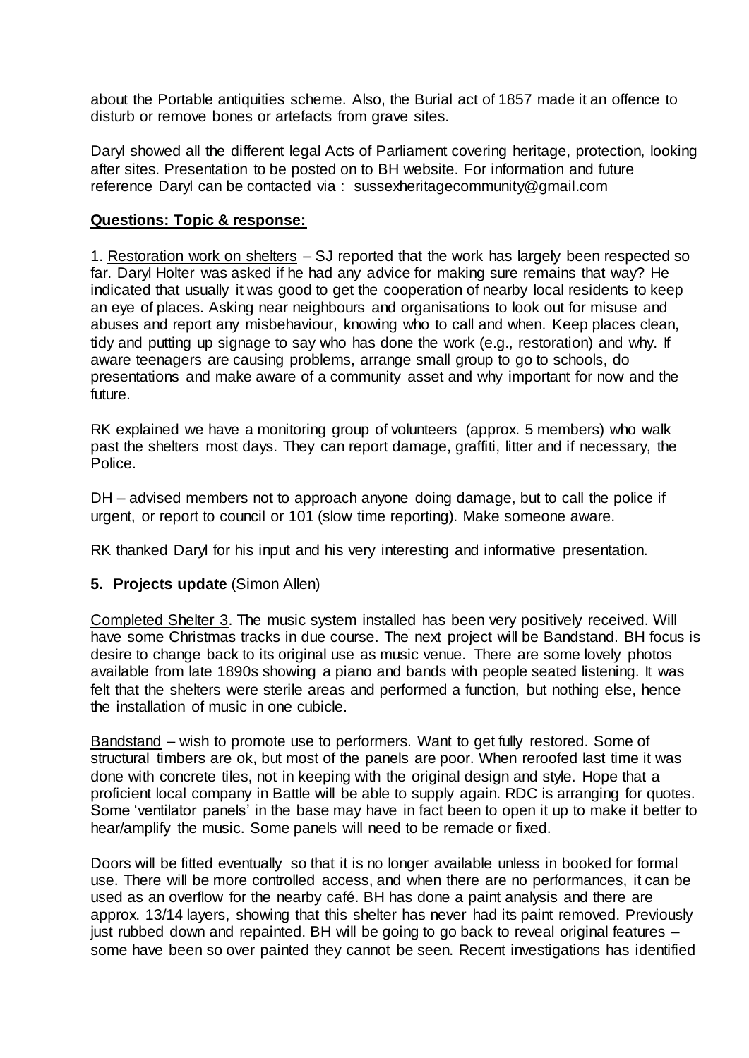about the Portable antiquities scheme. Also, the Burial act of 1857 made it an offence to disturb or remove bones or artefacts from grave sites.

Daryl showed all the different legal Acts of Parliament covering heritage, protection, looking after sites. Presentation to be posted on to BH website. For information and future reference Daryl can be contacted via : sussexheritagecommunity@gmail.com

**Questions: Topic & response:**

1. Restoration work on shelters – SJ reported that the work has largely been respected so far. Daryl Holter was asked if he had any advice for making sure remains that way? He indicated that usually it was good to get the cooperation of nearby local residents to keep an eye of places. Asking near neighbours and organisations to look out for misuse and abuses and report any misbehaviour, knowing who to call and when. Keep places clean, tidy and putting up signage to say who has done the work (e.g., restoration) and why. If aware teenagers are causing problems, arrange small group to go to schools, do presentations and make aware of a community asset and why important for now and the future.

RK explained we have a monitoring group of volunteers (approx. 5 members) who walk past the shelters most days. They can report damage, graffiti, litter and if necessary, the Police.

DH – advised members not to approach anyone doing damage, but to call the police if urgent, or report to council or 101 (slow time reporting). Make someone aware.

RK thanked Daryl for his input and his very interesting and informative presentation.

**5. Projects update** (Simon Allen)

Completed Shelter 3. The music system installed has been very positively received. Will have some Christmas tracks in due course. The next project will be Bandstand. BH focus is desire to change back to its original use as music venue. There are some lovely photos available from late 1890s showing a piano and bands with people seated listening. It was felt that the shelters were sterile areas and performed a function, but nothing else, hence the installation of music in one cubicle.

Bandstand – wish to promote use to performers. Want to get fully restored. Some of structural timbers are ok, but most of the panels are poor. When reroofed last time it was done with concrete tiles, not in keeping with the original design and style. Hope that a proficient local company in Battle will be able to supply again. RDC is arranging for quotes. Some 'ventilator panels' in the base may have in fact been to open it up to make it better to hear/amplify the music. Some panels will need to be remade or fixed.

Doors will be fitted eventually so that it is no longer available unless in booked for formal use. There will be more controlled access, and when there are no performances, it can be used as an overflow for the nearby café. BH has done a paint analysis and there are approx. 13/14 layers, showing that this shelter has never had its paint removed. Previously just rubbed down and repainted. BH will be going to go back to reveal original features – some have been so over painted they cannot be seen. Recent investigations has identified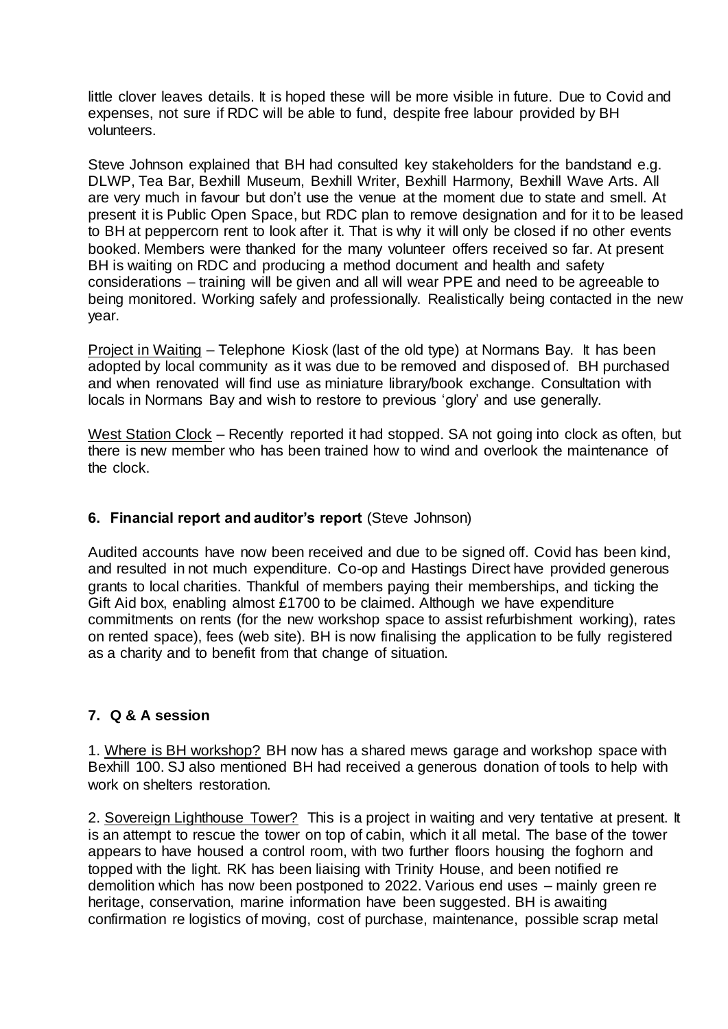little clover leaves details. It is hoped these will be more visible in future. Due to Covid and expenses, not sure if RDC will be able to fund, despite free labour provided by BH volunteers.

Steve Johnson explained that BH had consulted key stakeholders for the bandstand e.g. DLWP, Tea Bar, Bexhill Museum, Bexhill Writer, Bexhill Harmony, Bexhill Wave Arts. All are very much in favour but don't use the venue at the moment due to state and smell. At present it is Public Open Space, but RDC plan to remove designation and for it to be leased to BH at peppercorn rent to look after it. That is why it will only be closed if no other events booked. Members were thanked for the many volunteer offers received so far. At present BH is waiting on RDC and producing a method document and health and safety considerations – training will be given and all will wear PPE and need to be agreeable to being monitored. Working safely and professionally. Realistically being contacted in the new year.

<u>Project in Waiting</u> – Telephone Kiosk (last of the old type) at Normans Bay. It has been adopted by local community as it was due to be removed and disposed of. BH purchased and when renovated will find use as miniature library/book exchange. Consultation with locals in Normans Bay and wish to restore to previous 'glory' and use generally.

<u>West Station Clock</u> – Recently reported it had stopped. SA not going into clock as often, but there is new member who has been trained how to wind and overlook the maintenance of the clock.

## 6. Financial report and auditor's report (Steve Johnson)

Audited accounts have now been received and due to be signed off. Covid has been kind, and resulted in not much expenditure. Co-op and Hastings Direct have provided generous grants to local charities. Thankful of members paying their memberships, and ticking the Gift Aid box, enabling almost £1700 to be claimed. Although we have expenditure commitments on rents (for the new workshop space to assist refurbishment working), rates on rented space), fees (web site). BH is now finalising the application to be fully registered as a charity and to benefit from that change of situation.

## 7. Q & A session

1. <u>Where is BH workshop?</u> BH now has a shared mews garage and workshop space with Bexhill 100. SJ also mentioned BH had received a generous donation of tools to help with work on shelters restoration.

2. <u>Sovereign Lighthouse Tower?</u> This is a project in waiting and very tentative at present. It is an attempt to rescue the tower on top of cabin, which it all metal. The base of the tower appears to have housed a control room, with two further floors housing the foghorn and topped with the light. RK has been liaising with Trinity House, and been notified re demolition which has now been postponed to 2022. Various end uses – mainly green re heritage, conservation, marine information have been suggested. BH is awaiting confirmation re logistics of moving, cost of purchase, maintenance, possible scrap metal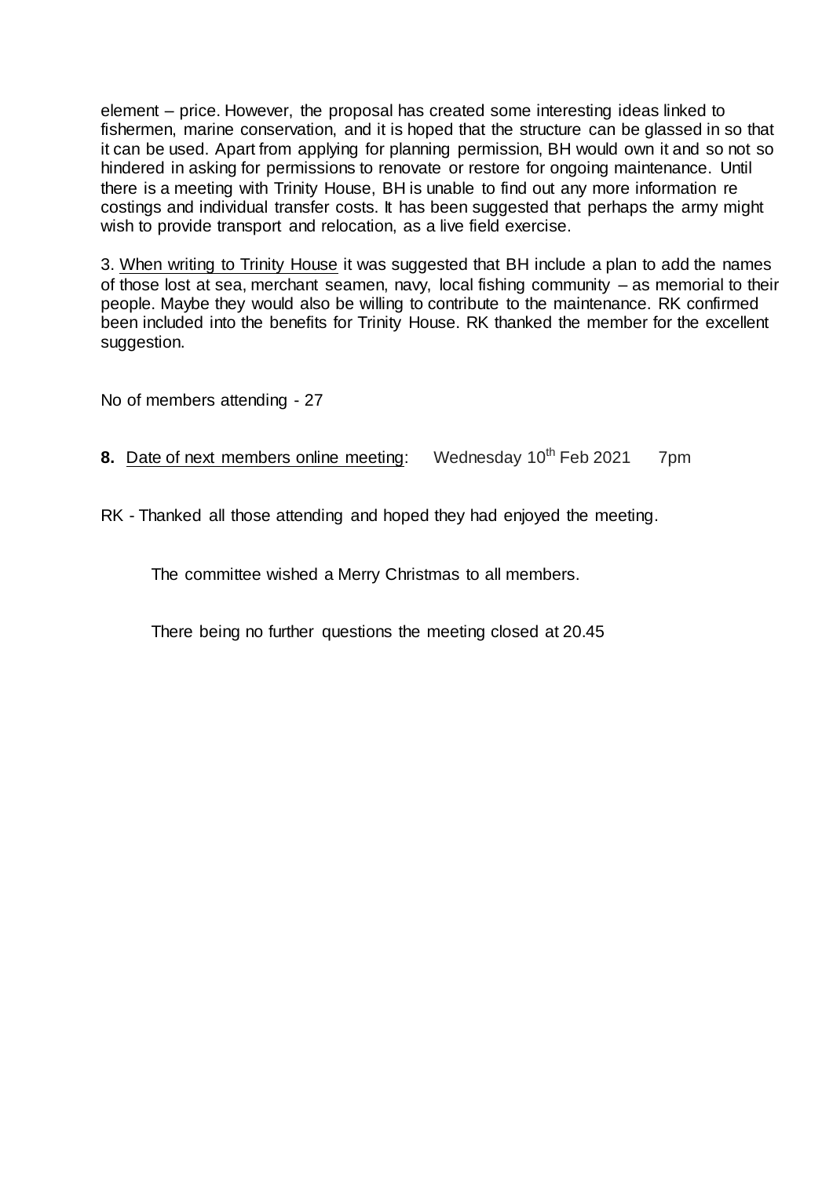element – price. However, the proposal has created some interesting ideas linked to fishermen, marine conservation, and it is hoped that the structure can be glassed in so that it can be used. Apart from applying for planning permission, BH would own it and so not so hindered in asking for permissions to renovate or restore for ongoing maintenance. Until there is a meeting with Trinity House, BH is unable to find out any more information re costings and individual transfer costs. It has been suggested that perhaps the army might wish to provide transport and relocation, as a live field exercise.

3. When writing to Trinity House it was suggested that BH include a plan to add the names of those lost at sea, merchant seamen, navy, local fishing community – as memorial to their people. Maybe they would also be willing to contribute to the maintenance. RK confirmed been included into the benefits for Trinity House. RK thanked the member for the excellent suggestion.

No of members attending - 27

**8.** Date of next members online meeting: Wednesday 10th Feb 2021 7pm

RK - Thanked all those attending and hoped they had enjoyed the meeting.

The committee wished a Merry Christmas to all members.

There being no further questions the meeting closed at 20.45